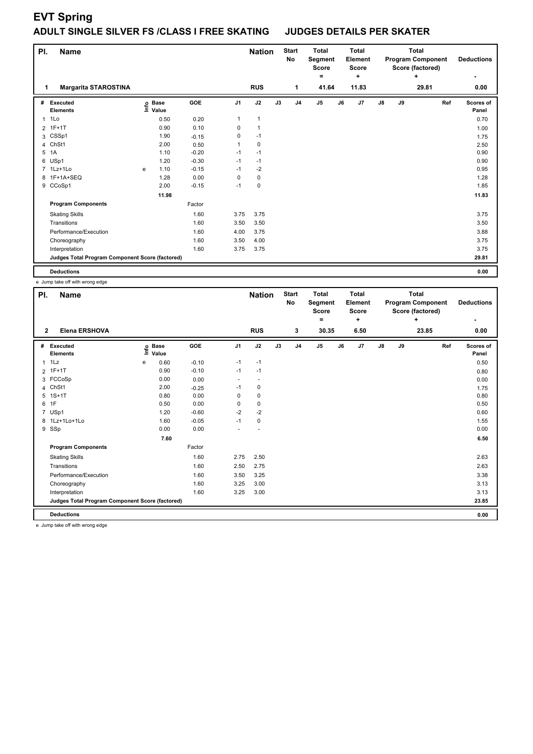# EVT Spring

## ADULT SINGLE SILVER FS /CLASS I FREE SKATING JUDGES DETAILS PER SKATER

| Pl. | Name | Nation | Start No | Total Segment Score = | Total Element Score + | Total Program Component Score (factored) + | Deductions - |
|---|---|---|---|---|---|---|---|
| 1 | Margarita STAROSTINA | RUS | 1 | 41.64 | 11.83 | 29.81 | 0.00 |

| # | Executed Elements | Info | Base Value | GOE | J1 | J2 | J3 | J4 | J5 | J6 | J7 | J8 | J9 | Ref | Scores of Panel |
|---|---|---|---|---|---|---|---|---|---|---|---|---|---|---|---|
| 1 | 1Lo | | 0.50 | 0.20 | 1 | 1 | | | | | | | | | 0.70 |
| 2 | 1F+1T | | 0.90 | 0.10 | 0 | 1 | | | | | | | | | 1.00 |
| 3 | CSSp1 | | 1.90 | -0.15 | 0 | -1 | | | | | | | | | 1.75 |
| 4 | ChSt1 | | 2.00 | 0.50 | 1 | 0 | | | | | | | | | 2.50 |
| 5 | 1A | | 1.10 | -0.20 | -1 | -1 | | | | | | | | | 0.90 |
| 6 | USp1 | | 1.20 | -0.30 | -1 | -1 | | | | | | | | | 0.90 |
| 7 | 1Lz+1Lo | e | 1.10 | -0.15 | -1 | -2 | | | | | | | | | 0.95 |
| 8 | 1F+1A+SEQ | | 1.28 | 0.00 | 0 | 0 | | | | | | | | | 1.28 |
| 9 | CCoSp1 | | 2.00 | -0.15 | -1 | 0 | | | | | | | | | 1.85 |
| | | | 11.98 | | | | | | | | | | | | 11.83 |
| | **Program Components** | | | Factor | | | | | | | | | | | |
| | Skating Skills | | | 1.60 | 3.75 | 3.75 | | | | | | | | | 3.75 |
| | Transitions | | | 1.60 | 3.50 | 3.50 | | | | | | | | | 3.50 |
| | Performance/Execution | | | 1.60 | 4.00 | 3.75 | | | | | | | | | 3.88 |
| | Choreography | | | 1.60 | 3.50 | 4.00 | | | | | | | | | 3.75 |
| | Interpretation | | | 1.60 | 3.75 | 3.75 | | | | | | | | | 3.75 |
| | **Judges Total Program Component Score (factored)** | | | | | | | | | | | | | | 29.81 |
| | **Deductions** | | | | | | | | | | | | | | 0.00 |

e Jump take off with wrong edge

| Pl. | Name | Nation | Start No | Total Segment Score = | Total Element Score + | Total Program Component Score (factored) + | Deductions - |
|---|---|---|---|---|---|---|---|
| 2 | Elena ERSHOVA | RUS | 3 | 30.35 | 6.50 | 23.85 | 0.00 |

| # | Executed Elements | Info | Base Value | GOE | J1 | J2 | J3 | J4 | J5 | J6 | J7 | J8 | J9 | Ref | Scores of Panel |
|---|---|---|---|---|---|---|---|---|---|---|---|---|---|---|---|
| 1 | 1Lz | e | 0.60 | -0.10 | -1 | -1 | | | | | | | | | 0.50 |
| 2 | 1F+1T | | 0.90 | -0.10 | -1 | -1 | | | | | | | | | 0.80 |
| 3 | FCCoSp | | 0.00 | 0.00 | - | - | | | | | | | | | 0.00 |
| 4 | ChSt1 | | 2.00 | -0.25 | -1 | 0 | | | | | | | | | 1.75 |
| 5 | 1S+1T | | 0.80 | 0.00 | 0 | 0 | | | | | | | | | 0.80 |
| 6 | 1F | | 0.50 | 0.00 | 0 | 0 | | | | | | | | | 0.50 |
| 7 | USp1 | | 1.20 | -0.60 | -2 | -2 | | | | | | | | | 0.60 |
| 8 | 1Lz+1Lo+1Lo | | 1.60 | -0.05 | -1 | 0 | | | | | | | | | 1.55 |
| 9 | SSp | | 0.00 | 0.00 | - | - | | | | | | | | | 0.00 |
| | | | 7.60 | | | | | | | | | | | | 6.50 |
| | **Program Components** | | | Factor | | | | | | | | | | | |
| | Skating Skills | | | 1.60 | 2.75 | 2.50 | | | | | | | | | 2.63 |
| | Transitions | | | 1.60 | 2.50 | 2.75 | | | | | | | | | 2.63 |
| | Performance/Execution | | | 1.60 | 3.50 | 3.25 | | | | | | | | | 3.38 |
| | Choreography | | | 1.60 | 3.25 | 3.00 | | | | | | | | | 3.13 |
| | Interpretation | | | 1.60 | 3.25 | 3.00 | | | | | | | | | 3.13 |
| | **Judges Total Program Component Score (factored)** | | | | | | | | | | | | | | 23.85 |
| | **Deductions** | | | | | | | | | | | | | | 0.00 |

e Jump take off with wrong edge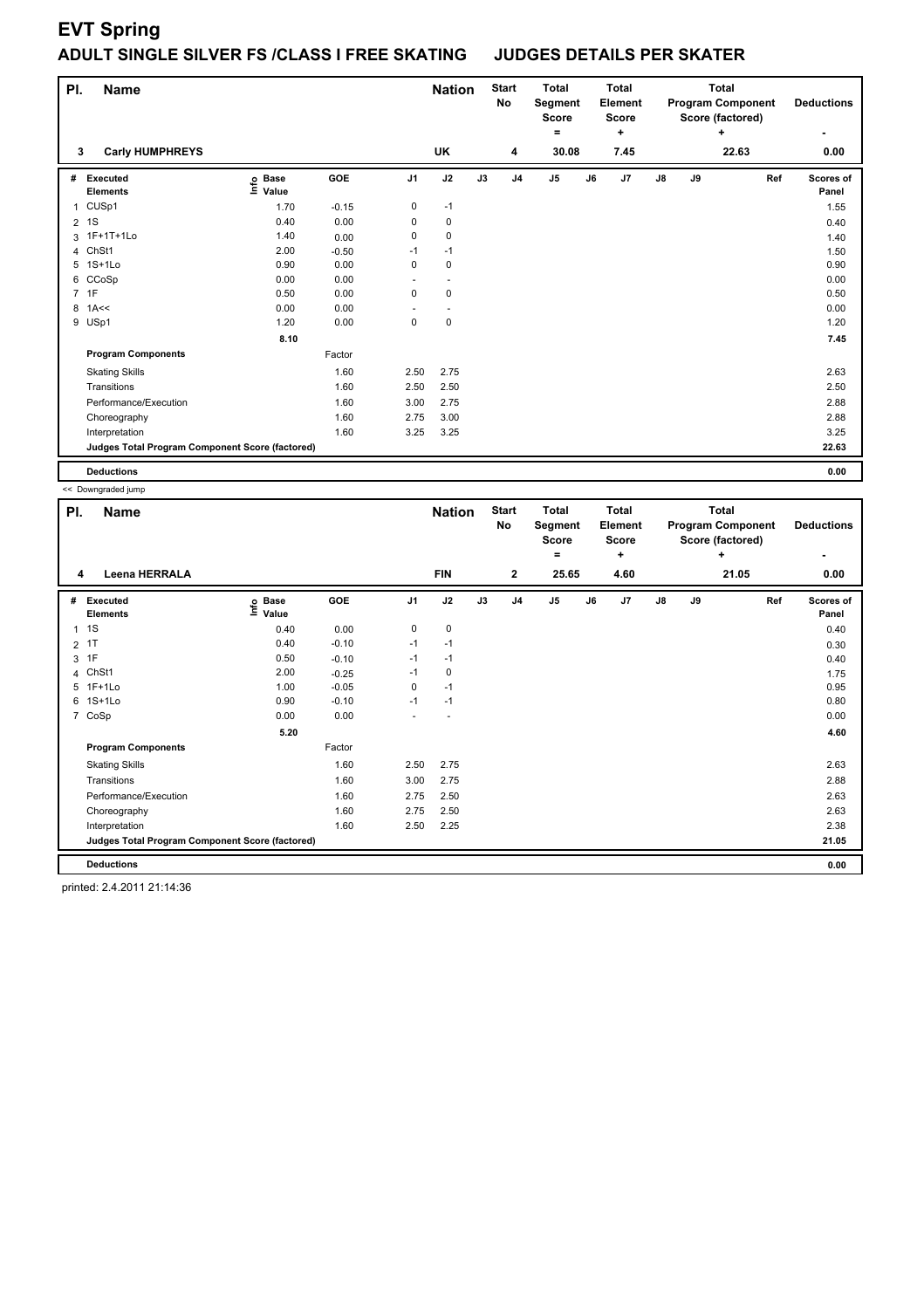# EVT Spring

## ADULT SINGLE SILVER FS /CLASS I FREE SKATING JUDGES DETAILS PER SKATER

| Pl. | Name | Nation | Start No | Total Segment Score = | Total Element Score + | Total Program Component Score (factored) + | Deductions - |
|---|---|---|---|---|---|---|---|
| 3 | Carly HUMPHREYS | UK | 4 | 30.08 | 7.45 | 22.63 | 0.00 |

| # | Executed Elements | Info | Base Value | GOE | J1 | J2 | J3 | J4 | J5 | J6 | J7 | J8 | J9 | Ref | Scores of Panel |
|---|---|---|---|---|---|---|---|---|---|---|---|---|---|---|---|
| 1 | CUSp1 | | 1.70 | -0.15 | 0 | -1 | | | | | | | | | 1.55 |
| 2 | 1S | | 0.40 | 0.00 | 0 | 0 | | | | | | | | | 0.40 |
| 3 | 1F+1T+1Lo | | 1.40 | 0.00 | 0 | 0 | | | | | | | | | 1.40 |
| 4 | ChSt1 | | 2.00 | -0.50 | -1 | -1 | | | | | | | | | 1.50 |
| 5 | 1S+1Lo | | 0.90 | 0.00 | 0 | 0 | | | | | | | | | 0.90 |
| 6 | CCoSp | | 0.00 | 0.00 | - | - | | | | | | | | | 0.00 |
| 7 | 1F | | 0.50 | 0.00 | 0 | 0 | | | | | | | | | 0.50 |
| 8 | 1A<< | | 0.00 | 0.00 | - | - | | | | | | | | | 0.00 |
| 9 | USp1 | | 1.20 | 0.00 | 0 | 0 | | | | | | | | | 1.20 |
| | | | 8.10 | | | | | | | | | | | | 7.45 |
| | **Program Components** | | | Factor | | | | | | | | | | | |
| | Skating Skills | | | 1.60 | 2.50 | 2.75 | | | | | | | | | 2.63 |
| | Transitions | | | 1.60 | 2.50 | 2.50 | | | | | | | | | 2.50 |
| | Performance/Execution | | | 1.60 | 3.00 | 2.75 | | | | | | | | | 2.88 |
| | Choreography | | | 1.60 | 2.75 | 3.00 | | | | | | | | | 2.88 |
| | Interpretation | | | 1.60 | 3.25 | 3.25 | | | | | | | | | 3.25 |
| | **Judges Total Program Component Score (factored)** | | | | | | | | | | | | | | 22.63 |
| | **Deductions** | | | | | | | | | | | | | | 0.00 |

<< Downgraded jump

| Pl. | Name | Nation | Start No | Total Segment Score = | Total Element Score + | Total Program Component Score (factored) + | Deductions - |
|---|---|---|---|---|---|---|---|
| 4 | Leena HERRALA | FIN | 2 | 25.65 | 4.60 | 21.05 | 0.00 |

| # | Executed Elements | Info | Base Value | GOE | J1 | J2 | J3 | J4 | J5 | J6 | J7 | J8 | J9 | Ref | Scores of Panel |
|---|---|---|---|---|---|---|---|---|---|---|---|---|---|---|---|
| 1 | 1S | | 0.40 | 0.00 | 0 | 0 | | | | | | | | | 0.40 |
| 2 | 1T | | 0.40 | -0.10 | -1 | -1 | | | | | | | | | 0.30 |
| 3 | 1F | | 0.50 | -0.10 | -1 | -1 | | | | | | | | | 0.40 |
| 4 | ChSt1 | | 2.00 | -0.25 | -1 | 0 | | | | | | | | | 1.75 |
| 5 | 1F+1Lo | | 1.00 | -0.05 | 0 | -1 | | | | | | | | | 0.95 |
| 6 | 1S+1Lo | | 0.90 | -0.10 | -1 | -1 | | | | | | | | | 0.80 |
| 7 | CoSp | | 0.00 | 0.00 | - | - | | | | | | | | | 0.00 |
| | | | 5.20 | | | | | | | | | | | | 4.60 |
| | **Program Components** | | | Factor | | | | | | | | | | | |
| | Skating Skills | | | 1.60 | 2.50 | 2.75 | | | | | | | | | 2.63 |
| | Transitions | | | 1.60 | 3.00 | 2.75 | | | | | | | | | 2.88 |
| | Performance/Execution | | | 1.60 | 2.75 | 2.50 | | | | | | | | | 2.63 |
| | Choreography | | | 1.60 | 2.75 | 2.50 | | | | | | | | | 2.63 |
| | Interpretation | | | 1.60 | 2.50 | 2.25 | | | | | | | | | 2.38 |
| | **Judges Total Program Component Score (factored)** | | | | | | | | | | | | | | 21.05 |
| | **Deductions** | | | | | | | | | | | | | | 0.00 |

printed: 2.4.2011 21:14:36